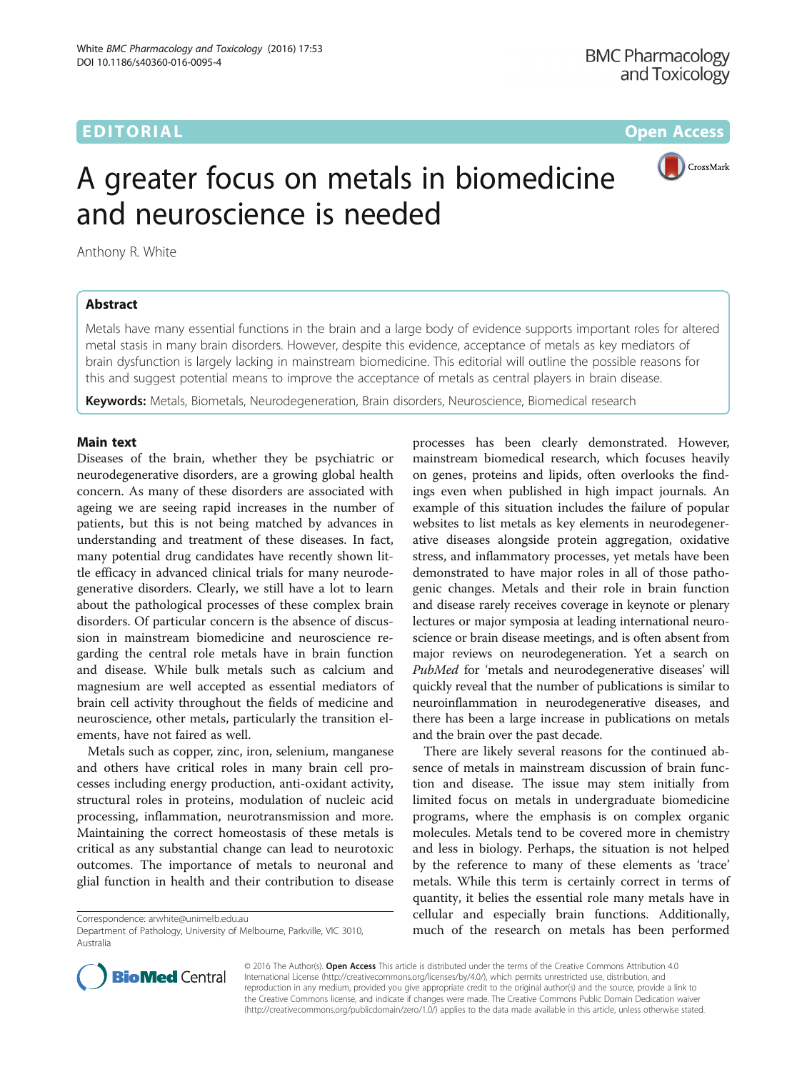# A greater focus on metals in biomedicine and neuroscience is needed

Anthony R. White

## Abstract

Metals have many essential functions in the brain and a large body of evidence supports important roles for altered metal stasis in many brain disorders. However, despite this evidence, acceptance of metals as key mediators of brain dysfunction is largely lacking in mainstream biomedicine. This editorial will outline the possible reasons for this and suggest potential means to improve the acceptance of metals as central players in brain disease.

**Keywords:** Metals, Biometals, Neurodegeneration, Brain disorders, Neuroscience, Biomedical research

## Main text

Diseases of the brain, whether they be psychiatric or neurodegenerative disorders, are a growing global health concern. As many of these disorders are associated with ageing we are seeing rapid increases in the number of patients, but this is not being matched by advances in understanding and treatment of these diseases. In fact, many potential drug candidates have recently shown little efficacy in advanced clinical trials for many neurodegenerative disorders. Clearly, we still have a lot to learn about the pathological processes of these complex brain disorders. Of particular concern is the absence of discussion in mainstream biomedicine and neuroscience regarding the central role metals have in brain function and disease. While bulk metals such as calcium and magnesium are well accepted as essential mediators of brain cell activity throughout the fields of medicine and neuroscience, other metals, particularly the transition elements, have not faired as well.

Metals such as copper, zinc, iron, selenium, manganese and others have critical roles in many brain cell processes including energy production, anti-oxidant activity, structural roles in proteins, modulation of nucleic acid processing, inflammation, neurotransmission and more. Maintaining the correct homeostasis of these metals is critical as any substantial change can lead to neurotoxic outcomes. The importance of metals to neuronal and glial function in health and their contribution to disease processes has been clearly demonstrated. However, mainstream biomedical research, which focuses heavily on genes, proteins and lipids, often overlooks the findings even when published in high impact journals. An example of this situation includes the failure of popular websites to list metals as key elements in neurodegenerative diseases alongside protein aggregation, oxidative stress, and inflammatory processes, yet metals have been demonstrated to have major roles in all of those pathogenic changes. Metals and their role in brain function and disease rarely receives coverage in keynote or plenary lectures or major symposia at leading international neuroscience or brain disease meetings, and is often absent from major reviews on neurodegeneration. Yet a search on *PubMed* for 'metals and neurodegenerative diseases' will quickly reveal that the number of publications is similar to neuroinflammation in neurodegenerative diseases, and there has been a large increase in publications on metals and the brain over the past decade.

There are likely several reasons for the continued absence of metals in mainstream discussion of brain function and disease. The issue may stem initially from limited focus on metals in undergraduate biomedicine programs, where the emphasis is on complex organic molecules. Metals tend to be covered more in chemistry and less in biology. Perhaps, the situation is not helped by the reference to many of these elements as 'trace' metals. While this term is certainly correct in terms of quantity, it belies the essential role many metals have in cellular and especially brain functions. Additionally, much of the research on metals has been performed

Correspondence: arwhite@unimelb.edu.au
Department of Pathology, University of Melbourne, Parkville, VIC 3010, Australia

© 2016 The Author(s). **Open Access** This article is distributed under the terms of the Creative Commons Attribution 4.0 International License (http://creativecommons.org/licenses/by/4.0/), which permits unrestricted use, distribution, and reproduction in any medium, provided you give appropriate credit to the original author(s) and the source, provide a link to the Creative Commons license, and indicate if changes were made. The Creative Commons Public Domain Dedication waiver (http://creativecommons.org/publicdomain/zero/1.0/) applies to the data made available in this article, unless otherwise stated.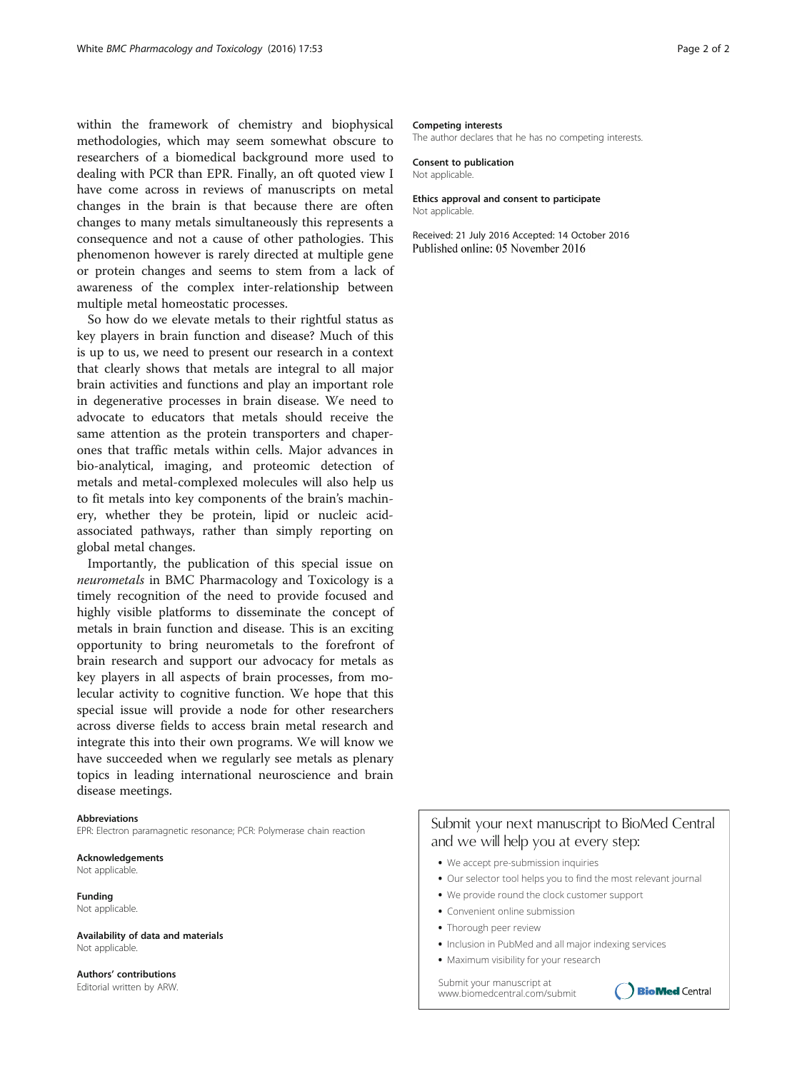within the framework of chemistry and biophysical methodologies, which may seem somewhat obscure to researchers of a biomedical background more used to dealing with PCR than EPR. Finally, an oft quoted view I have come across in reviews of manuscripts on metal changes in the brain is that because there are often changes to many metals simultaneously this represents a consequence and not a cause of other pathologies. This phenomenon however is rarely directed at multiple gene or protein changes and seems to stem from a lack of awareness of the complex inter-relationship between multiple metal homeostatic processes.

So how do we elevate metals to their rightful status as key players in brain function and disease? Much of this is up to us, we need to present our research in a context that clearly shows that metals are integral to all major brain activities and functions and play an important role in degenerative processes in brain disease. We need to advocate to educators that metals should receive the same attention as the protein transporters and chaperones that traffic metals within cells. Major advances in bio-analytical, imaging, and proteomic detection of metals and metal-complexed molecules will also help us to fit metals into key components of the brain's machinery, whether they be protein, lipid or nucleic acid-associated pathways, rather than simply reporting on global metal changes.

Importantly, the publication of this special issue on *neurometals* in BMC Pharmacology and Toxicology is a timely recognition of the need to provide focused and highly visible platforms to disseminate the concept of metals in brain function and disease. This is an exciting opportunity to bring neurometals to the forefront of brain research and support our advocacy for metals as key players in all aspects of brain processes, from molecular activity to cognitive function. We hope that this special issue will provide a node for other researchers across diverse fields to access brain metal research and integrate this into their own programs. We will know we have succeeded when we regularly see metals as plenary topics in leading international neuroscience and brain disease meetings.

**Abbreviations**
EPR: Electron paramagnetic resonance; PCR: Polymerase chain reaction

**Acknowledgements**
Not applicable.

**Funding**
Not applicable.

**Availability of data and materials**
Not applicable.

**Authors' contributions**
Editorial written by ARW.

**Competing interests**
The author declares that he has no competing interests.

**Consent to publication**
Not applicable.

**Ethics approval and consent to participate**
Not applicable.

Received: 21 July 2016 Accepted: 14 October 2016
Published online: 05 November 2016

Submit your next manuscript to BioMed Central and we will help you at every step:

- We accept pre-submission inquiries
- Our selector tool helps you to find the most relevant journal
- We provide round the clock customer support
- Convenient online submission
- Thorough peer review
- Inclusion in PubMed and all major indexing services
- Maximum visibility for your research

Submit your manuscript at
www.biomedcentral.com/submit

BioMed Central